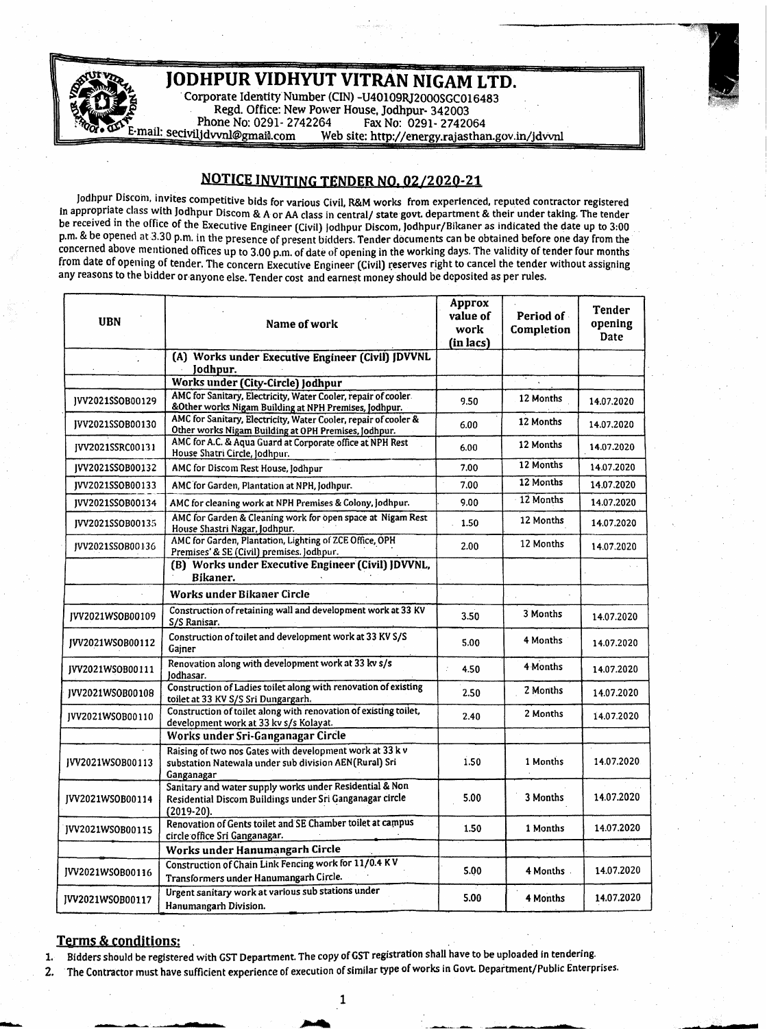# JODHPUR VIDHYUT VITRAN NIGAM LTD.

Corporate Identity Number (CIN) -U40109RJ2000SGC016483
Regd. Office: New Power House, Jodhpur- 342003
Phone No: 0291- 2742264 Fax No: 0291- 2742064
E-mail: seciviljdvvnl@gmail.com Web site: http://energy.rajasthan.gov.in/jdvvnl

## NOTICE INVITING TENDER NO. 02/2020-21

Jodhpur Discom, invites competitive bids for various Civil, R&M works from experienced, reputed contractor registered in appropriate class with Jodhpur Discom & A or AA class in central/ state govt. department & their under taking. The tender be received in the office of the Executive Engineer (Civil) Jodhpur Discom, Jodhpur/Bikaner as indicated the date up to 3:00 p.m. & be opened at 3.30 p.m. in the presence of present bidders. Tender documents can be obtained before one day from the concerned above mentioned offices up to 3.00 p.m. of date of opening in the working days. The validity of tender four months from date of opening of tender. The concern Executive Engineer (Civil) reserves right to cancel the tender without assigning any reasons to the bidder or anyone else. Tender cost and earnest money should be deposited as per rules.

| UBN | Name of work | Approx value of work (in lacs) | Period of Completion | Tender opening Date |
|---|---|---|---|---|
| | **(A) Works under Executive Engineer (Civil) JDVVNL Jodhpur.** | | | |
| | **Works under (City-Circle) Jodhpur** | | | |
| JVV2021SSOB00129 | AMC for Sanitary, Electricity, Water Cooler, repair of cooler &Other works Nigam Building at NPH Premises, Jodhpur. | 9.50 | 12 Months | 14.07.2020 |
| JVV2021SSOB00130 | AMC for Sanitary, Electricity, Water Cooler, repair of cooler & Other works Nigam Building at OPH Premises, Jodhpur. | 6.00 | 12 Months | 14.07.2020 |
| JVV2021SSRC00131 | AMC for A.C. & Aqua Guard at Corporate office at NPH Rest House Shatri Circle, Jodhpur. | 6.00 | 12 Months | 14.07.2020 |
| JVV2021SSOB00132 | AMC for Discom Rest House, Jodhpur | 7.00 | 12 Months | 14.07.2020 |
| JVV2021SSOB00133 | AMC for Garden, Plantation at NPH, Jodhpur. | 7.00 | 12 Months | 14.07.2020 |
| JVV2021SSOB00134 | AMC for cleaning work at NPH Premises & Colony, Jodhpur. | 9.00 | 12 Months | 14.07.2020 |
| JVV2021SSOB00135 | AMC for Garden & Cleaning work for open space at Nigam Rest House Shastri Nagar, Jodhpur. | 1.50 | 12 Months | 14.07.2020 |
| JVV2021SSOB00136 | AMC for Garden, Plantation, Lighting of ZCE Office, OPH Premises' & SE (Civil) premises. Jodhpur. | 2.00 | 12 Months | 14.07.2020 |
| | **(B) Works under Executive Engineer (Civil) JDVVNL, Bikaner.** | | | |
| | **Works under Bikaner Circle** | | | |
| JVV2021WSOB00109 | Construction of retaining wall and development work at 33 KV S/S Ranisar. | 3.50 | 3 Months | 14.07.2020 |
| JVV2021WSOB00112 | Construction of toilet and development work at 33 KV S/S Gajner | 5.00 | 4 Months | 14.07.2020 |
| JVV2021WSOB00111 | Renovation along with development work at 33 kv s/s Jodhasar. | 4.50 | 4 Months | 14.07.2020 |
| JVV2021WSOB00108 | Construction of Ladies toilet along with renovation of existing toilet at 33 KV S/S Sri Dungargarh. | 2.50 | 2 Months | 14.07.2020 |
| JVV2021WSOB00110 | Construction of toilet along with renovation of existing toilet, development work at 33 kv s/s Kolayat. | 2.40 | 2 Months | 14.07.2020 |
| | **Works under Sri-Ganganagar Circle** | | | |
| JVV2021WSOB00113 | Raising of two nos Gates with development work at 33 k v substation Natewala under sub division AEN(Rural) Sri Ganganagar | 1.50 | 1 Months | 14.07.2020 |
| JVV2021WSOB00114 | Sanitary and water supply works under Residential & Non Residential Discom Buildings under Sri Ganganagar circle (2019-20). | 5.00 | 3 Months | 14.07.2020 |
| JVV2021WSOB00115 | Renovation of Gents toilet and SE Chamber toilet at campus circle office Sri Ganganagar. | 1.50 | 1 Months | 14.07.2020 |
| | **Works under Hanumangarh Circle** | | | |
| JVV2021WSOB00116 | Construction of Chain Link Fencing work for 11/0.4 K V Transformers under Hanumangarh Circle. | 5.00 | 4 Months | 14.07.2020 |
| JVV2021WSOB00117 | Urgent sanitary work at various sub stations under Hanumangarh Division. | 5.00 | 4 Months | 14.07.2020 |

## Terms & conditions:

1. Bidders should be registered with GST Department. The copy of GST registration shall have to be uploaded in tendering.
2. The Contractor must have sufficient experience of execution of similar type of works in Govt. Department/Public Enterprises.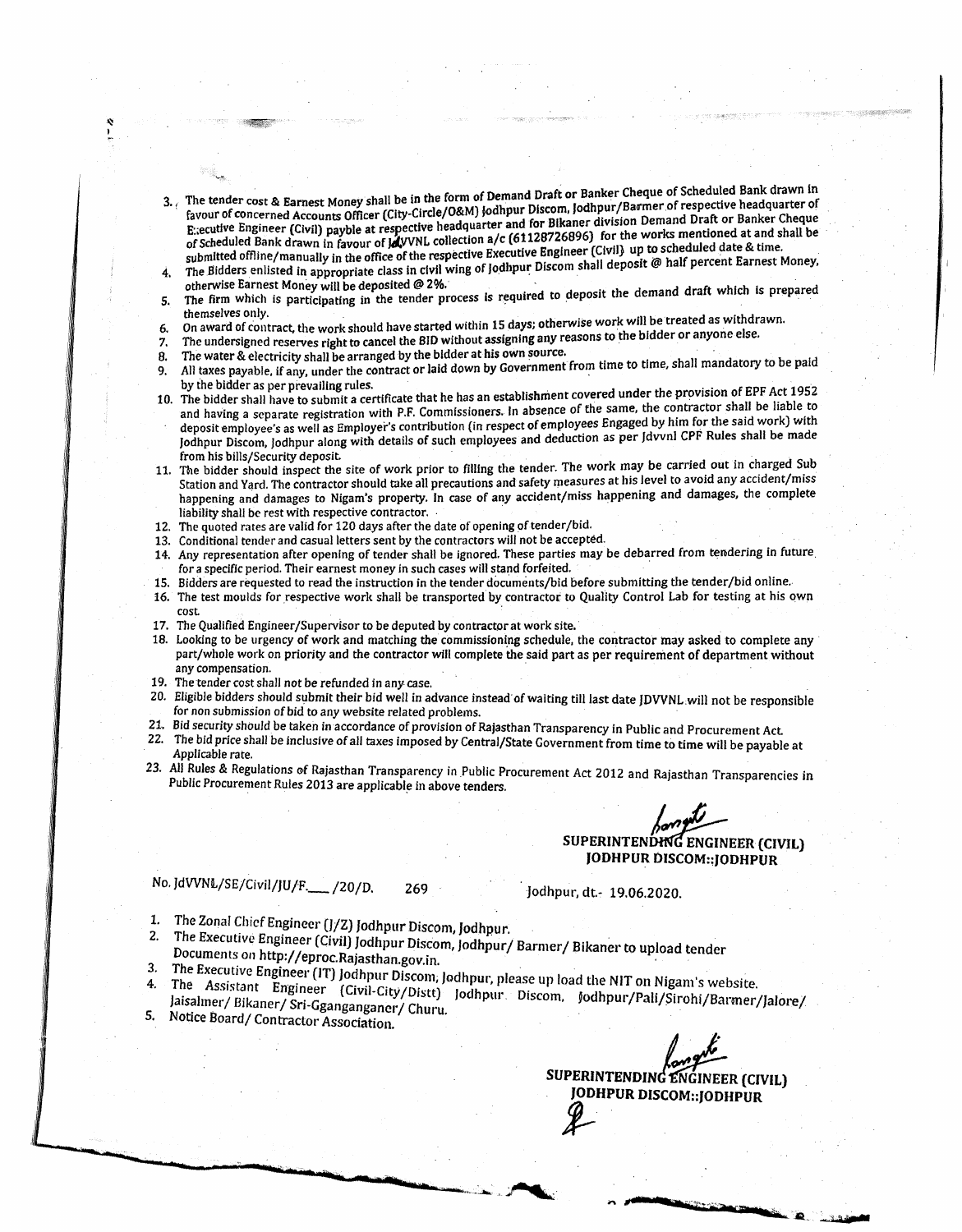3. The tender cost & Earnest Money shall be in the form of Demand Draft or Banker Cheque of Scheduled Bank drawn in favour of concerned Accounts Officer (City-Circle/O&M) Jodhpur Discom, Jodhpur/Barmer of respective headquarter of Executive Engineer (Civil) payble at respective headquarter and for Bikaner division Demand Draft or Banker Cheque of Scheduled Bank drawn in favour of JdVVNL collection a/c (61128726896) for the works mentioned at and shall be submitted offline/manually in the office of the respective Executive Engineer (Civil) up to scheduled date & time.
4. The Bidders enlisted in appropriate class in civil wing of Jodhpur Discom shall deposit @ half percent Earnest Money, otherwise Earnest Money will be deposited @ 2%.
5. The firm which is participating in the tender process is required to deposit the demand draft which is prepared themselves only.
6. On award of contract, the work should have started within 15 days; otherwise work will be treated as withdrawn.
7. The undersigned reserves right to cancel the BID without assigning any reasons to the bidder or anyone else.
8. The water & electricity shall be arranged by the bidder at his own source.
9. All taxes payable, if any, under the contract or laid down by Government from time to time, shall mandatory to be paid by the bidder as per prevailing rules.
10. The bidder shall have to submit a certificate that he has an establishment covered under the provision of EPF Act 1952 and having a separate registration with P.F. Commissioners. In absence of the same, the contractor shall be liable to deposit employee's as well as Employer's contribution (in respect of employees Engaged by him for the said work) with Jodhpur Discom, Jodhpur along with details of such employees and deduction as per Jdvvnl CPF Rules shall be made from his bills/Security deposit.
11. The bidder should inspect the site of work prior to filling the tender. The work may be carried out in charged Sub Station and Yard. The contractor should take all precautions and safety measures at his level to avoid any accident/miss happening and damages to Nigam's property. In case of any accident/miss happening and damages, the complete liability shall be rest with respective contractor.
12. The quoted rates are valid for 120 days after the date of opening of tender/bid.
13. Conditional tender and casual letters sent by the contractors will not be accepted.
14. Any representation after opening of tender shall be ignored. These parties may be debarred from tendering in future for a specific period. Their earnest money in such cases will stand forfeited.
15. Bidders are requested to read the instruction in the tender documents/bid before submitting the tender/bid online.
16. The test moulds for respective work shall be transported by contractor to Quality Control Lab for testing at his own cost.
17. The Qualified Engineer/Supervisor to be deputed by contractor at work site.
18. Looking to be urgency of work and matching the commissioning schedule, the contractor may asked to complete any part/whole work on priority and the contractor will complete the said part as per requirement of department without any compensation.
19. The tender cost shall not be refunded in any case.
20. Eligible bidders should submit their bid well in advance instead of waiting till last date JDVVNL will not be responsible for non submission of bid to any website related problems.
21. Bid security should be taken in accordance of provision of Rajasthan Transparency in Public and Procurement Act.
22. The bid price shall be inclusive of all taxes imposed by Central/State Government from time to time will be payable at Applicable rate.
23. All Rules & Regulations of Rajasthan Transparency in Public Procurement Act 2012 and Rajasthan Transparencies in Public Procurement Rules 2013 are applicable in above tenders.

**SUPERINTENDING ENGINEER (CIVIL)**
**JODHPUR DISCOM::JODHPUR**

No. JdVVNL/SE/Civil/JU/F.\_\_\_\_/20/D. 269 Jodhpur, dt.- 19.06.2020.

1. The Zonal Chief Engineer (J/Z) Jodhpur Discom, Jodhpur.
2. The Executive Engineer (Civil) Jodhpur Discom, Jodhpur/ Barmer/ Bikaner to upload tender Documents on http://eproc.Rajasthan.gov.in.
3. The Executive Engineer (IT) Jodhpur Discom, Jodhpur, please up load the NIT on Nigam's website.
4. The Assistant Engineer (Civil-City/Distt) Jodhpur Discom, Jodhpur/Pali/Sirohi/Barmer/Jalore/ Jaisalmer/ Bikaner/ Sri-Gganganganer/ Churu.
5. Notice Board/ Contractor Association.

**SUPERINTENDING ENGINEER (CIVIL)**
**JODHPUR DISCOM::JODHPUR**